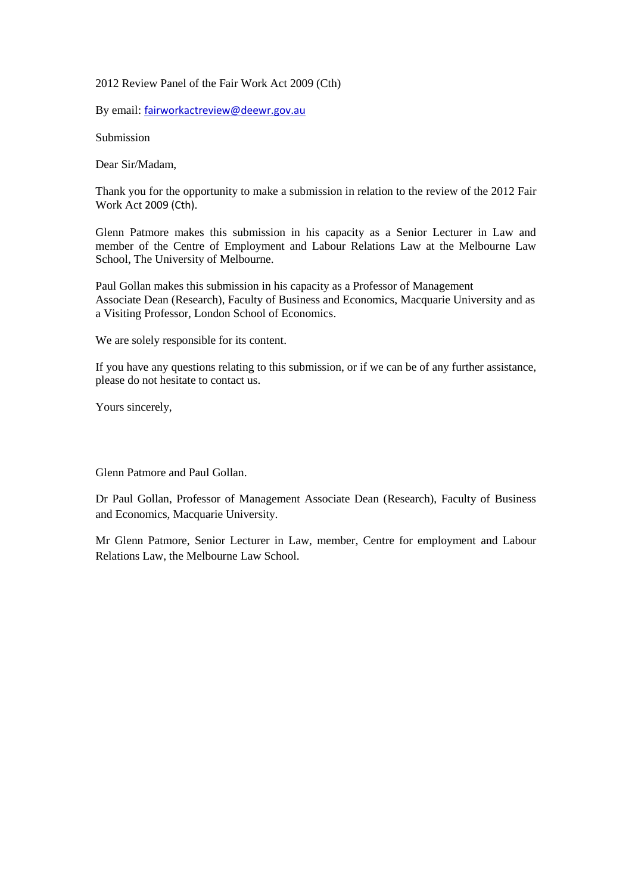2012 Review Panel of the Fair Work Act 2009 (Cth)

By email: fairworkactreview@deewr.gov.au

Submission

Dear Sir/Madam,

Thank you for the opportunity to make a submission in relation to the review of the 2012 Fair Work Act 2009 (Cth).

Glenn Patmore makes this submission in his capacity as a Senior Lecturer in Law and member of the Centre of Employment and Labour Relations Law at the Melbourne Law School, The University of Melbourne.

Paul Gollan makes this submission in his capacity as a Professor of Management Associate Dean (Research), Faculty of Business and Economics, Macquarie University and as a Visiting Professor, London School of Economics.

We are solely responsible for its content.

If you have any questions relating to this submission, or if we can be of any further assistance, please do not hesitate to contact us.

Yours sincerely,

Glenn Patmore and Paul Gollan.

Dr Paul Gollan, Professor of Management Associate Dean (Research), Faculty of Business and Economics, Macquarie University.

Mr Glenn Patmore, Senior Lecturer in Law, member, Centre for employment and Labour Relations Law, the Melbourne Law School.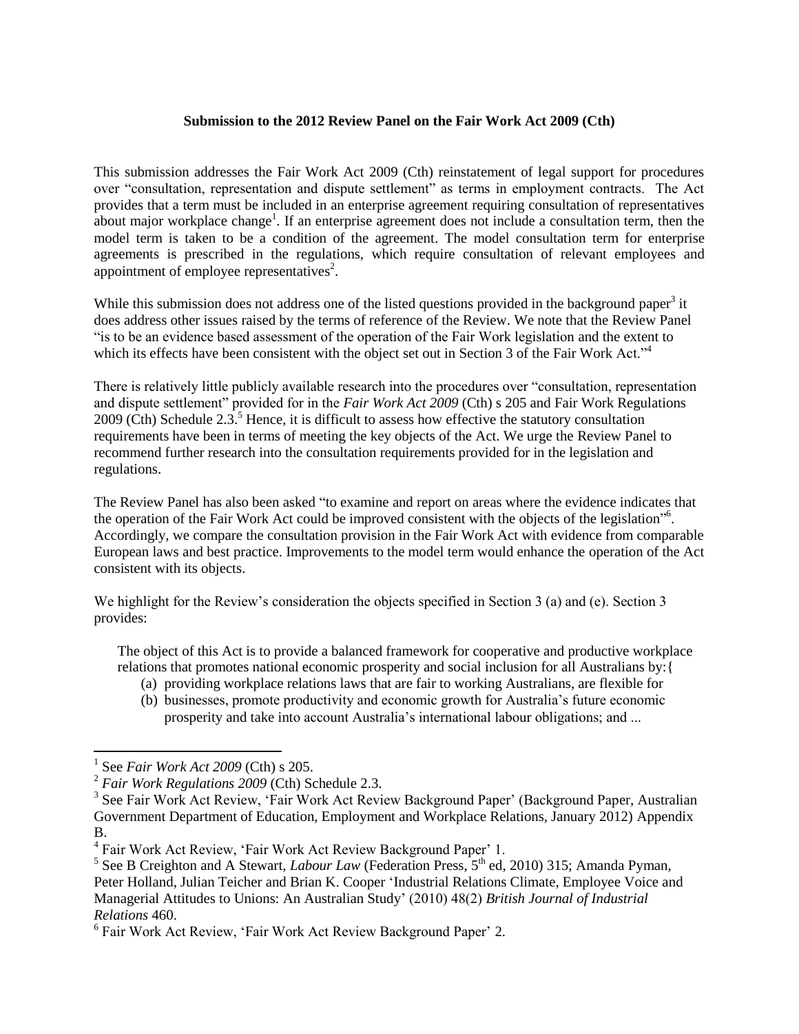**Submission to the 2012 Review Panel on the Fair Work Act 2009 (Cth)**

This submission addresses the Fair Work Act 2009 (Cth) reinstatement of legal support for procedures over "consultation, representation and dispute settlement" as terms in employment contracts. The Act provides that a term must be included in an enterprise agreement requiring consultation of representatives about major workplace change[1]. If an enterprise agreement does not include a consultation term, then the model term is taken to be a condition of the agreement. The model consultation term for enterprise agreements is prescribed in the regulations, which require consultation of relevant employees and appointment of employee representatives[2].

While this submission does not address one of the listed questions provided in the background paper[3] it does address other issues raised by the terms of reference of the Review. We note that the Review Panel "is to be an evidence based assessment of the operation of the Fair Work legislation and the extent to which its effects have been consistent with the object set out in Section 3 of the Fair Work Act."[4]

There is relatively little publicly available research into the procedures over "consultation, representation and dispute settlement" provided for in the *Fair Work Act 2009* (Cth) s 205 and Fair Work Regulations 2009 (Cth) Schedule 2.3.[5] Hence, it is difficult to assess how effective the statutory consultation requirements have been in terms of meeting the key objects of the Act. We urge the Review Panel to recommend further research into the consultation requirements provided for in the legislation and regulations.

The Review Panel has also been asked "to examine and report on areas where the evidence indicates that the operation of the Fair Work Act could be improved consistent with the objects of the legislation"[6]. Accordingly, we compare the consultation provision in the Fair Work Act with evidence from comparable European laws and best practice. Improvements to the model term would enhance the operation of the Act consistent with its objects.

We highlight for the Review's consideration the objects specified in Section 3 (a) and (e). Section 3 provides:

> The object of this Act is to provide a balanced framework for cooperative and productive workplace relations that promotes national economic prosperity and social inclusion for all Australians by:{
> (a) providing workplace relations laws that are fair to working Australians, are flexible for
> (b) businesses, promote productivity and economic growth for Australia's future economic prosperity and take into account Australia's international labour obligations; and ...

---

[1] See *Fair Work Act 2009* (Cth) s 205.

[2] *Fair Work Regulations 2009* (Cth) Schedule 2.3.

[3] See Fair Work Act Review, 'Fair Work Act Review Background Paper' (Background Paper, Australian Government Department of Education, Employment and Workplace Relations, January 2012) Appendix B.

[4] Fair Work Act Review, 'Fair Work Act Review Background Paper' 1.

[5] See B Creighton and A Stewart, *Labour Law* (Federation Press, 5th ed, 2010) 315; Amanda Pyman, Peter Holland, Julian Teicher and Brian K. Cooper 'Industrial Relations Climate, Employee Voice and Managerial Attitudes to Unions: An Australian Study' (2010) 48(2) *British Journal of Industrial Relations* 460.

[6] Fair Work Act Review, 'Fair Work Act Review Background Paper' 2.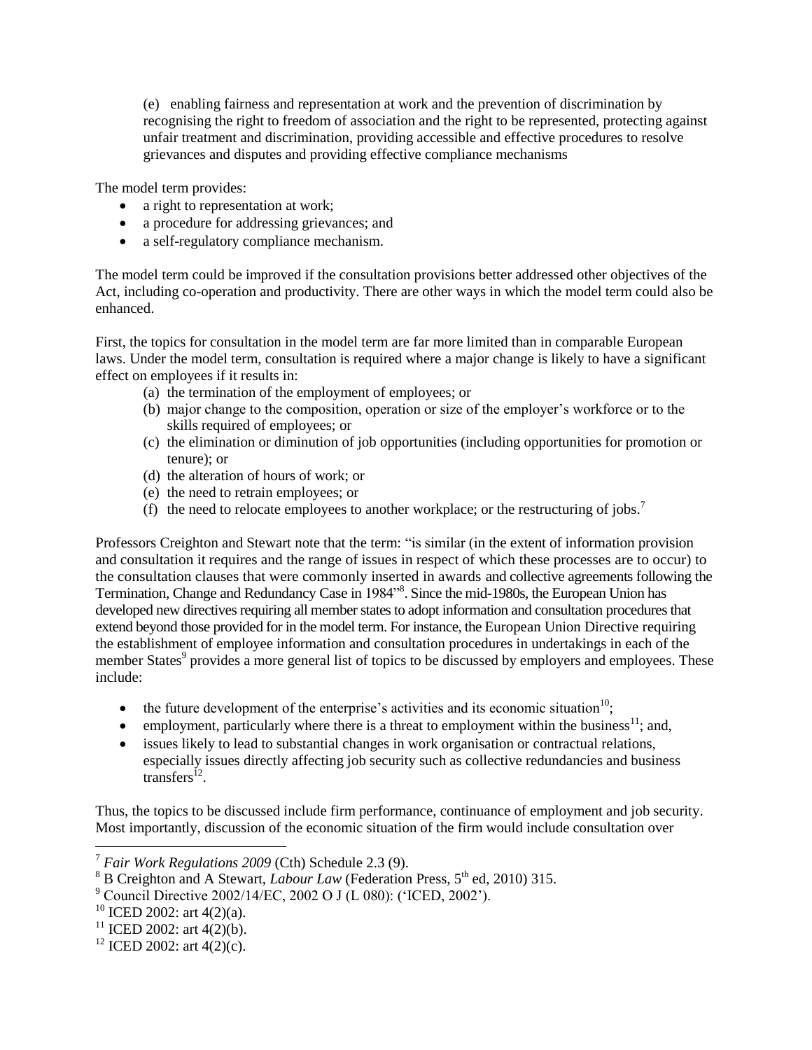(e) enabling fairness and representation at work and the prevention of discrimination by recognising the right to freedom of association and the right to be represented, protecting against unfair treatment and discrimination, providing accessible and effective procedures to resolve grievances and disputes and providing effective compliance mechanisms

The model term provides:

- a right to representation at work;
- a procedure for addressing grievances; and
- a self-regulatory compliance mechanism.

The model term could be improved if the consultation provisions better addressed other objectives of the Act, including co-operation and productivity. There are other ways in which the model term could also be enhanced.

First, the topics for consultation in the model term are far more limited than in comparable European laws. Under the model term, consultation is required where a major change is likely to have a significant effect on employees if it results in:

(a) the termination of the employment of employees; or
(b) major change to the composition, operation or size of the employer's workforce or to the skills required of employees; or
(c) the elimination or diminution of job opportunities (including opportunities for promotion or tenure); or
(d) the alteration of hours of work; or
(e) the need to retrain employees; or
(f) the need to relocate employees to another workplace; or the restructuring of jobs.[7]

Professors Creighton and Stewart note that the term: "is similar (in the extent of information provision and consultation it requires and the range of issues in respect of which these processes are to occur) to the consultation clauses that were commonly inserted in awards and collective agreements following the Termination, Change and Redundancy Case in 1984"[8]. Since the mid-1980s, the European Union has developed new directives requiring all member states to adopt information and consultation procedures that extend beyond those provided for in the model term. For instance, the European Union Directive requiring the establishment of employee information and consultation procedures in undertakings in each of the member States[9] provides a more general list of topics to be discussed by employers and employees. These include:

- the future development of the enterprise's activities and its economic situation[10];
- employment, particularly where there is a threat to employment within the business[11]; and,
- issues likely to lead to substantial changes in work organisation or contractual relations, especially issues directly affecting job security such as collective redundancies and business transfers[12].

Thus, the topics to be discussed include firm performance, continuance of employment and job security. Most importantly, discussion of the economic situation of the firm would include consultation over

---

[7] *Fair Work Regulations 2009* (Cth) Schedule 2.3 (9).

[8] B Creighton and A Stewart, *Labour Law* (Federation Press, 5th ed, 2010) 315.

[9] Council Directive 2002/14/EC, 2002 O J (L 080): ('ICED, 2002').

[10] ICED 2002: art 4(2)(a).

[11] ICED 2002: art 4(2)(b).

[12] ICED 2002: art 4(2)(c).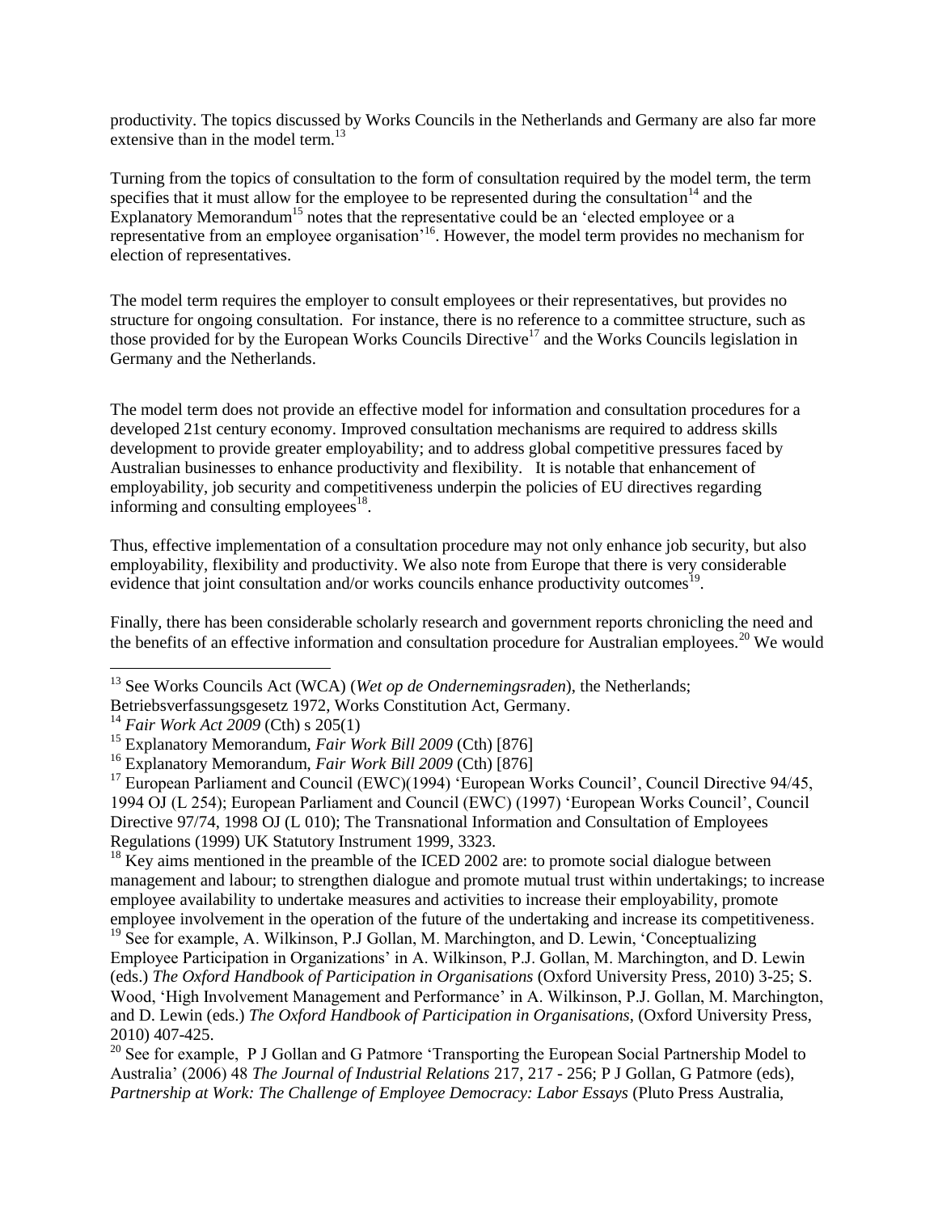productivity. The topics discussed by Works Councils in the Netherlands and Germany are also far more extensive than in the model term.[13]

Turning from the topics of consultation to the form of consultation required by the model term, the term specifies that it must allow for the employee to be represented during the consultation[14] and the Explanatory Memorandum[15] notes that the representative could be an 'elected employee or a representative from an employee organisation'[16]. However, the model term provides no mechanism for election of representatives.

The model term requires the employer to consult employees or their representatives, but provides no structure for ongoing consultation. For instance, there is no reference to a committee structure, such as those provided for by the European Works Councils Directive[17] and the Works Councils legislation in Germany and the Netherlands.

The model term does not provide an effective model for information and consultation procedures for a developed 21st century economy. Improved consultation mechanisms are required to address skills development to provide greater employability; and to address global competitive pressures faced by Australian businesses to enhance productivity and flexibility. It is notable that enhancement of employability, job security and competitiveness underpin the policies of EU directives regarding informing and consulting employees[18].

Thus, effective implementation of a consultation procedure may not only enhance job security, but also employability, flexibility and productivity. We also note from Europe that there is very considerable evidence that joint consultation and/or works councils enhance productivity outcomes[19].

Finally, there has been considerable scholarly research and government reports chronicling the need and the benefits of an effective information and consultation procedure for Australian employees.[20] We would

---

[13] See Works Councils Act (WCA) (*Wet op de Ondernemingsraden*), the Netherlands; Betriebsverfassungsgesetz 1972, Works Constitution Act, Germany.

[14] *Fair Work Act 2009* (Cth) s 205(1)

[15] Explanatory Memorandum, *Fair Work Bill 2009* (Cth) [876]

[16] Explanatory Memorandum, *Fair Work Bill 2009* (Cth) [876]

[17] European Parliament and Council (EWC)(1994) 'European Works Council', Council Directive 94/45, 1994 OJ (L 254); European Parliament and Council (EWC) (1997) 'European Works Council', Council Directive 97/74, 1998 OJ (L 010); The Transnational Information and Consultation of Employees Regulations (1999) UK Statutory Instrument 1999, 3323.

[18] Key aims mentioned in the preamble of the ICED 2002 are: to promote social dialogue between management and labour; to strengthen dialogue and promote mutual trust within undertakings; to increase employee availability to undertake measures and activities to increase their employability, promote employee involvement in the operation of the future of the undertaking and increase its competitiveness.

[19] See for example, A. Wilkinson, P.J Gollan, M. Marchington, and D. Lewin, 'Conceptualizing Employee Participation in Organizations' in A. Wilkinson, P.J. Gollan, M. Marchington, and D. Lewin (eds.) *The Oxford Handbook of Participation in Organisations* (Oxford University Press, 2010) 3-25; S. Wood, 'High Involvement Management and Performance' in A. Wilkinson, P.J. Gollan, M. Marchington, and D. Lewin (eds.) *The Oxford Handbook of Participation in Organisations*, (Oxford University Press, 2010) 407-425.

[20] See for example, P J Gollan and G Patmore 'Transporting the European Social Partnership Model to Australia' (2006) 48 *The Journal of Industrial Relations* 217, 217 - 256; P J Gollan, G Patmore (eds), *Partnership at Work: The Challenge of Employee Democracy: Labor Essays* (Pluto Press Australia,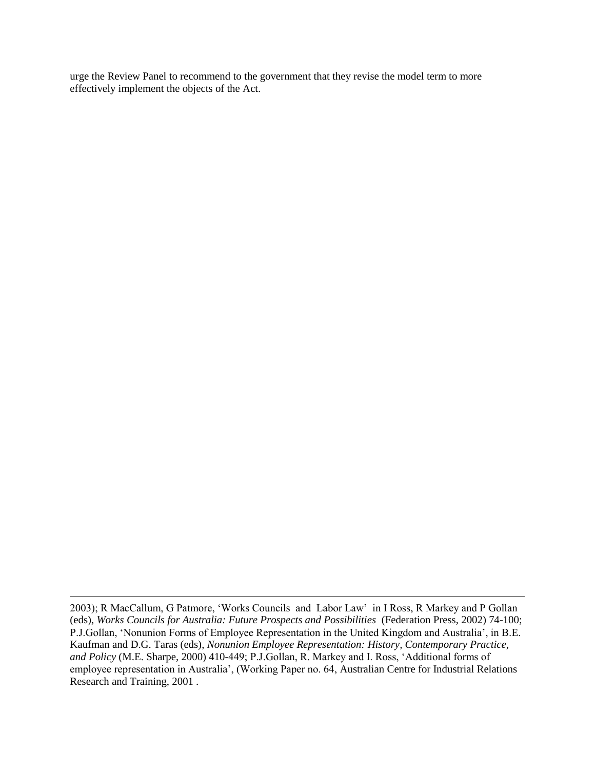urge the Review Panel to recommend to the government that they revise the model term to more effectively implement the objects of the Act.

---

2003); R MacCallum, G Patmore, 'Works Councils and Labor Law' in I Ross, R Markey and P Gollan (eds), *Works Councils for Australia: Future Prospects and Possibilities* (Federation Press, 2002) 74-100; P.J.Gollan, 'Nonunion Forms of Employee Representation in the United Kingdom and Australia', in B.E. Kaufman and D.G. Taras (eds), *Nonunion Employee Representation: History, Contemporary Practice, and Policy* (M.E. Sharpe, 2000) 410-449; P.J.Gollan, R. Markey and I. Ross, 'Additional forms of employee representation in Australia', (Working Paper no. 64, Australian Centre for Industrial Relations Research and Training, 2001 .